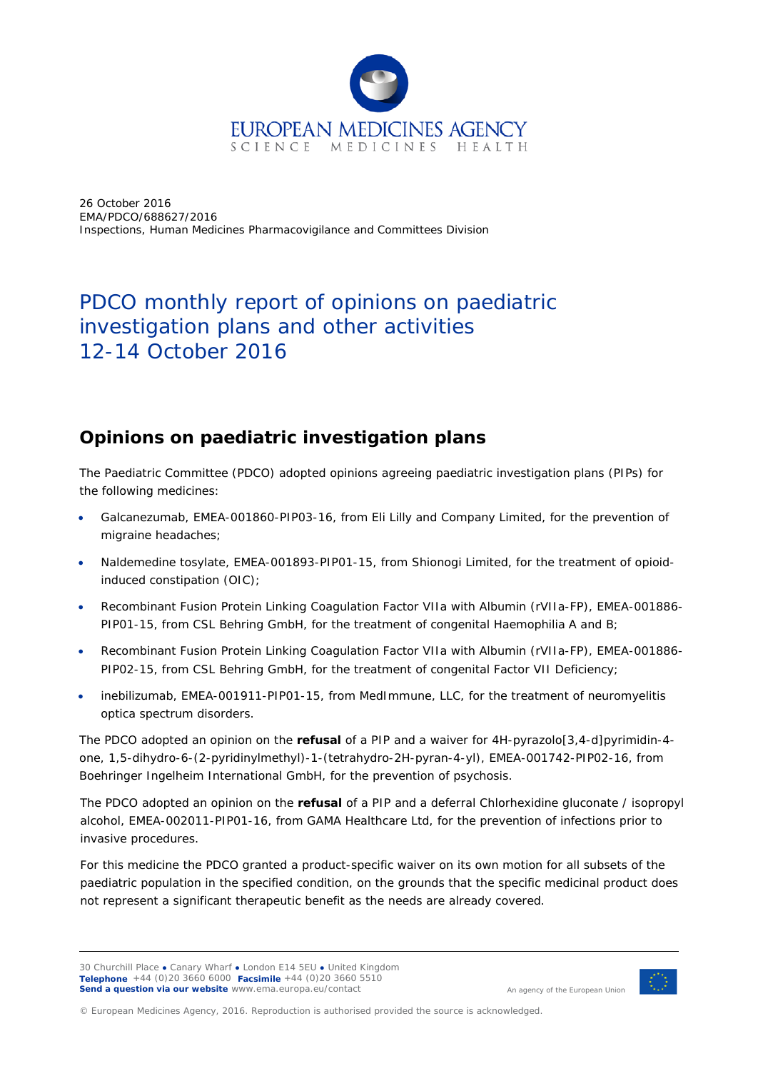EUROPEAN MEDICINES AGENCY
SCIENCE MEDICINES HEALTH

26 October 2016
EMA/PDCO/688627/2016
Inspections, Human Medicines Pharmacovigilance and Committees Division

# PDCO monthly report of opinions on paediatric investigation plans and other activities 12-14 October 2016

## Opinions on paediatric investigation plans

The Paediatric Committee (PDCO) adopted opinions agreeing paediatric investigation plans (PIPs) for the following medicines:

- Galcanezumab, EMEA-001860-PIP03-16, from Eli Lilly and Company Limited, for the prevention of migraine headaches;
- Naldemedine tosylate, EMEA-001893-PIP01-15, from Shionogi Limited, for the treatment of opioid-induced constipation (OIC);
- Recombinant Fusion Protein Linking Coagulation Factor VIIa with Albumin (rVIIa-FP), EMEA-001886-PIP01-15, from CSL Behring GmbH, for the treatment of congenital Haemophilia A and B;
- Recombinant Fusion Protein Linking Coagulation Factor VIIa with Albumin (rVIIa-FP), EMEA-001886-PIP02-15, from CSL Behring GmbH, for the treatment of congenital Factor VII Deficiency;
- inebilizumab, EMEA-001911-PIP01-15, from MedImmune, LLC, for the treatment of neuromyelitis optica spectrum disorders.

The PDCO adopted an opinion on the **refusal** of a PIP and a waiver for 4H-pyrazolo[3,4-d]pyrimidin-4-one, 1,5-dihydro-6-(2-pyridinylmethyl)-1-(tetrahydro-2H-pyran-4-yl), EMEA-001742-PIP02-16, from Boehringer Ingelheim International GmbH, for the prevention of psychosis.

The PDCO adopted an opinion on the **refusal** of a PIP and a deferral Chlorhexidine gluconate / isopropyl alcohol, EMEA-002011-PIP01-16, from GAMA Healthcare Ltd, for the prevention of infections prior to invasive procedures.

For this medicine the PDCO granted a product-specific waiver on its own motion for all subsets of the paediatric population in the specified condition, on the grounds that the specific medicinal product does not represent a significant therapeutic benefit as the needs are already covered.

30 Churchill Place ● Canary Wharf ● London E14 5EU ● United Kingdom
**Telephone** +44 (0)20 3660 6000 **Facsimile** +44 (0)20 3660 5510
**Send a question via our website** www.ema.europa.eu/contact

An agency of the European Union

© European Medicines Agency, 2016. Reproduction is authorised provided the source is acknowledged.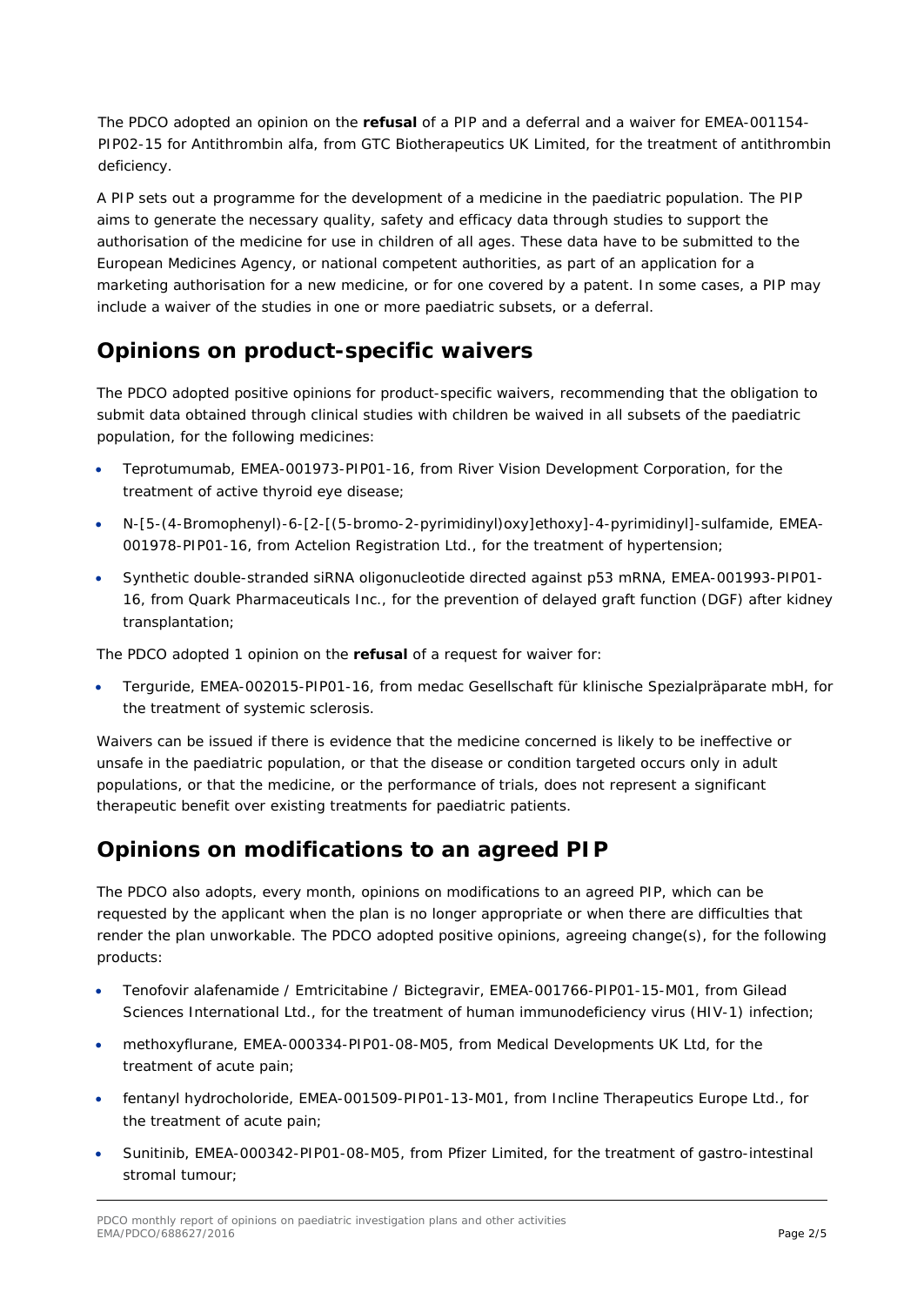The PDCO adopted an opinion on the **refusal** of a PIP and a deferral and a waiver for EMEA-001154-PIP02-15 for Antithrombin alfa, from GTC Biotherapeutics UK Limited, for the treatment of antithrombin deficiency.

A PIP sets out a programme for the development of a medicine in the paediatric population. The PIP aims to generate the necessary quality, safety and efficacy data through studies to support the authorisation of the medicine for use in children of all ages. These data have to be submitted to the European Medicines Agency, or national competent authorities, as part of an application for a marketing authorisation for a new medicine, or for one covered by a patent. In some cases, a PIP may include a waiver of the studies in one or more paediatric subsets, or a deferral.

## Opinions on product-specific waivers

The PDCO adopted positive opinions for product-specific waivers, recommending that the obligation to submit data obtained through clinical studies with children be waived in all subsets of the paediatric population, for the following medicines:

- Teprotumumab, EMEA-001973-PIP01-16, from River Vision Development Corporation, for the treatment of active thyroid eye disease;
- N-[5-(4-Bromophenyl)-6-[2-[(5-bromo-2-pyrimidinyl)oxy]ethoxy]-4-pyrimidinyl]-sulfamide, EMEA-001978-PIP01-16, from Actelion Registration Ltd., for the treatment of hypertension;
- Synthetic double-stranded siRNA oligonucleotide directed against p53 mRNA, EMEA-001993-PIP01-16, from Quark Pharmaceuticals Inc., for the prevention of delayed graft function (DGF) after kidney transplantation;

The PDCO adopted 1 opinion on the **refusal** of a request for waiver for:

- Terguride, EMEA-002015-PIP01-16, from medac Gesellschaft für klinische Spezialpräparate mbH, for the treatment of systemic sclerosis.

Waivers can be issued if there is evidence that the medicine concerned is likely to be ineffective or unsafe in the paediatric population, or that the disease or condition targeted occurs only in adult populations, or that the medicine, or the performance of trials, does not represent a significant therapeutic benefit over existing treatments for paediatric patients.

## Opinions on modifications to an agreed PIP

The PDCO also adopts, every month, opinions on modifications to an agreed PIP, which can be requested by the applicant when the plan is no longer appropriate or when there are difficulties that render the plan unworkable. The PDCO adopted positive opinions, agreeing change(s), for the following products:

- Tenofovir alafenamide / Emtricitabine / Bictegravir, EMEA-001766-PIP01-15-M01, from Gilead Sciences International Ltd., for the treatment of human immunodeficiency virus (HIV-1) infection;
- methoxyflurane, EMEA-000334-PIP01-08-M05, from Medical Developments UK Ltd, for the treatment of acute pain;
- fentanyl hydrocholoride, EMEA-001509-PIP01-13-M01, from Incline Therapeutics Europe Ltd., for the treatment of acute pain;
- Sunitinib, EMEA-000342-PIP01-08-M05, from Pfizer Limited, for the treatment of gastro-intestinal stromal tumour;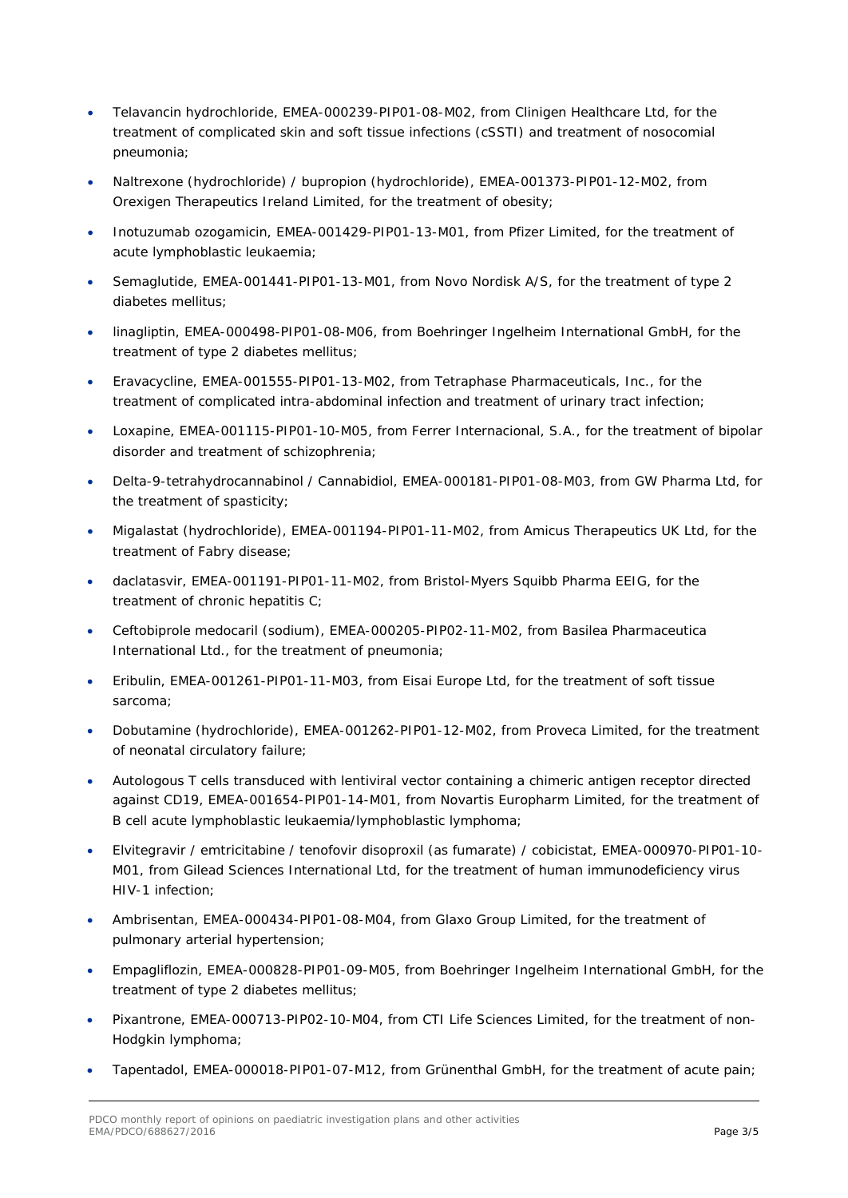- Telavancin hydrochloride, EMEA-000239-PIP01-08-M02, from Clinigen Healthcare Ltd, for the treatment of complicated skin and soft tissue infections (cSSTI) and treatment of nosocomial pneumonia;
- Naltrexone (hydrochloride) / bupropion (hydrochloride), EMEA-001373-PIP01-12-M02, from Orexigen Therapeutics Ireland Limited, for the treatment of obesity;
- Inotuzumab ozogamicin, EMEA-001429-PIP01-13-M01, from Pfizer Limited, for the treatment of acute lymphoblastic leukaemia;
- Semaglutide, EMEA-001441-PIP01-13-M01, from Novo Nordisk A/S, for the treatment of type 2 diabetes mellitus;
- linagliptin, EMEA-000498-PIP01-08-M06, from Boehringer Ingelheim International GmbH, for the treatment of type 2 diabetes mellitus;
- Eravacycline, EMEA-001555-PIP01-13-M02, from Tetraphase Pharmaceuticals, Inc., for the treatment of complicated intra-abdominal infection and treatment of urinary tract infection;
- Loxapine, EMEA-001115-PIP01-10-M05, from Ferrer Internacional, S.A., for the treatment of bipolar disorder and treatment of schizophrenia;
- Delta-9-tetrahydrocannabinol / Cannabidiol, EMEA-000181-PIP01-08-M03, from GW Pharma Ltd, for the treatment of spasticity;
- Migalastat (hydrochloride), EMEA-001194-PIP01-11-M02, from Amicus Therapeutics UK Ltd, for the treatment of Fabry disease;
- daclatasvir, EMEA-001191-PIP01-11-M02, from Bristol-Myers Squibb Pharma EEIG, for the treatment of chronic hepatitis C;
- Ceftobiprole medocaril (sodium), EMEA-000205-PIP02-11-M02, from Basilea Pharmaceutica International Ltd., for the treatment of pneumonia;
- Eribulin, EMEA-001261-PIP01-11-M03, from Eisai Europe Ltd, for the treatment of soft tissue sarcoma;
- Dobutamine (hydrochloride), EMEA-001262-PIP01-12-M02, from Proveca Limited, for the treatment of neonatal circulatory failure;
- Autologous T cells transduced with lentiviral vector containing a chimeric antigen receptor directed against CD19, EMEA-001654-PIP01-14-M01, from Novartis Europharm Limited, for the treatment of B cell acute lymphoblastic leukaemia/lymphoblastic lymphoma;
- Elvitegravir / emtricitabine / tenofovir disoproxil (as fumarate) / cobicistat, EMEA-000970-PIP01-10-M01, from Gilead Sciences International Ltd, for the treatment of human immunodeficiency virus HIV-1 infection;
- Ambrisentan, EMEA-000434-PIP01-08-M04, from Glaxo Group Limited, for the treatment of pulmonary arterial hypertension;
- Empagliflozin, EMEA-000828-PIP01-09-M05, from Boehringer Ingelheim International GmbH, for the treatment of type 2 diabetes mellitus;
- Pixantrone, EMEA-000713-PIP02-10-M04, from CTI Life Sciences Limited, for the treatment of non-Hodgkin lymphoma;
- Tapentadol, EMEA-000018-PIP01-07-M12, from Grünenthal GmbH, for the treatment of acute pain;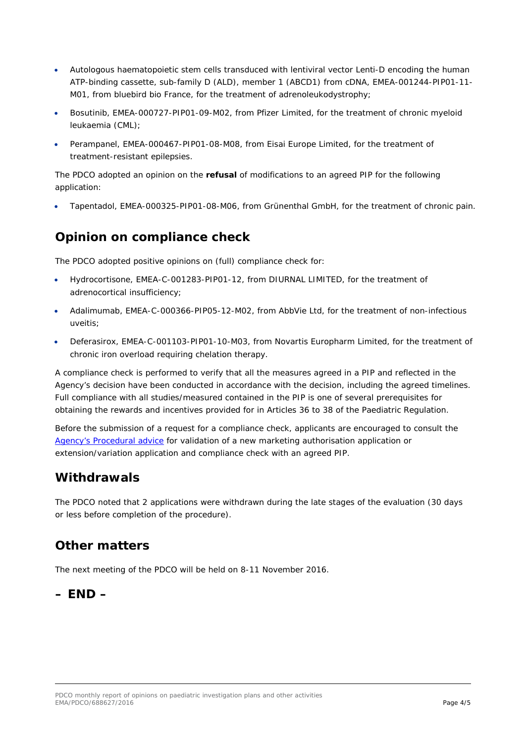- Autologous haematopoietic stem cells transduced with lentiviral vector Lenti-D encoding the human ATP-binding cassette, sub-family D (ALD), member 1 (ABCD1) from cDNA, EMEA-001244-PIP01-11-M01, from bluebird bio France, for the treatment of adrenoleukodystrophy;
- Bosutinib, EMEA-000727-PIP01-09-M02, from Pfizer Limited, for the treatment of chronic myeloid leukaemia (CML);
- Perampanel, EMEA-000467-PIP01-08-M08, from Eisai Europe Limited, for the treatment of treatment-resistant epilepsies.

The PDCO adopted an opinion on the **refusal** of modifications to an agreed PIP for the following application:

- Tapentadol, EMEA-000325-PIP01-08-M06, from Grünenthal GmbH, for the treatment of chronic pain.

## Opinion on compliance check

The PDCO adopted positive opinions on (full) compliance check for:

- Hydrocortisone, EMEA-C-001283-PIP01-12, from DIURNAL LIMITED, for the treatment of adrenocortical insufficiency;
- Adalimumab, EMEA-C-000366-PIP05-12-M02, from AbbVie Ltd, for the treatment of non-infectious uveitis;
- Deferasirox, EMEA-C-001103-PIP01-10-M03, from Novartis Europharm Limited, for the treatment of chronic iron overload requiring chelation therapy.

A compliance check is performed to verify that all the measures agreed in a PIP and reflected in the Agency's decision have been conducted in accordance with the decision, including the agreed timelines. Full compliance with all studies/measured contained in the PIP is one of several prerequisites for obtaining the rewards and incentives provided for in Articles 36 to 38 of the Paediatric Regulation.

Before the submission of a request for a compliance check, applicants are encouraged to consult the Agency's Procedural advice for validation of a new marketing authorisation application or extension/variation application and compliance check with an agreed PIP.

## Withdrawals

The PDCO noted that 2 applications were withdrawn during the late stages of the evaluation (30 days or less before completion of the procedure).

## Other matters

The next meeting of the PDCO will be held on 8-11 November 2016.

## – END –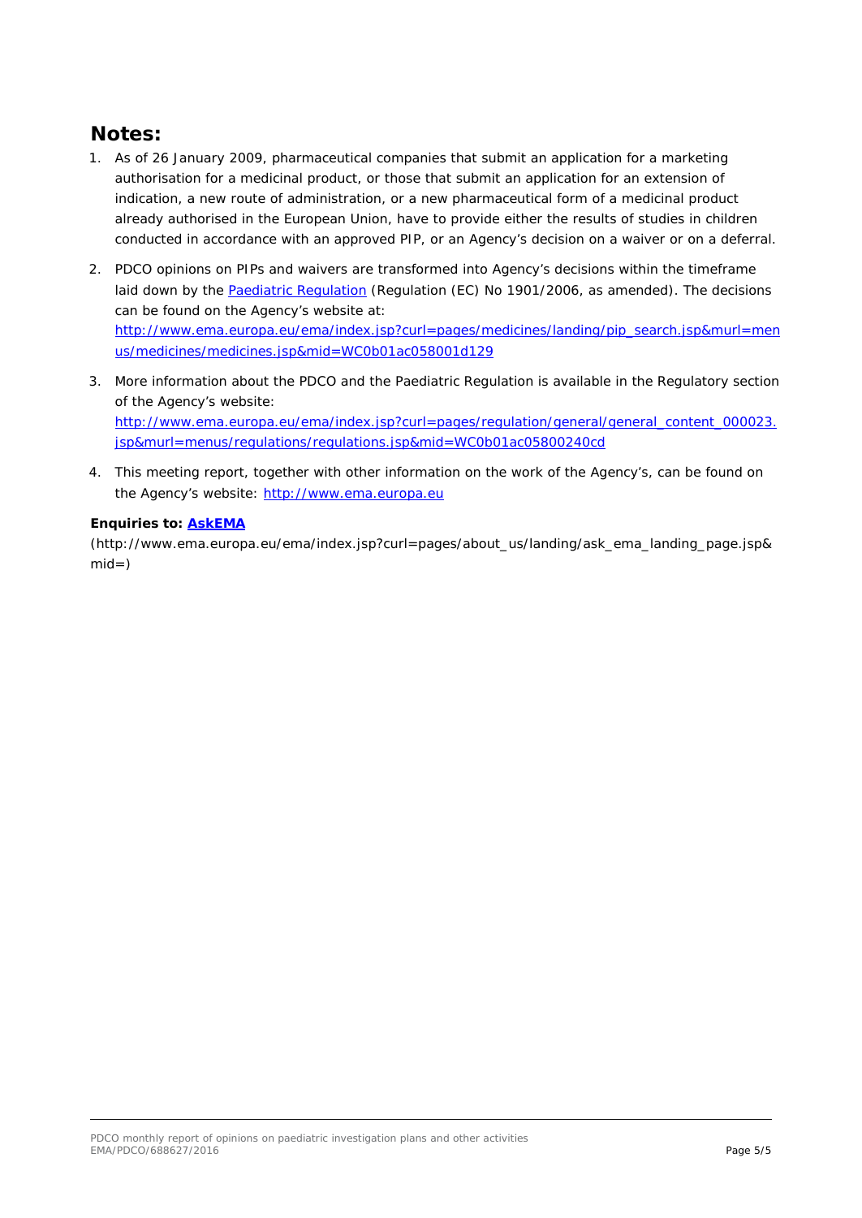## Notes:

1. As of 26 January 2009, pharmaceutical companies that submit an application for a marketing authorisation for a medicinal product, or those that submit an application for an extension of indication, a new route of administration, or a new pharmaceutical form of a medicinal product already authorised in the European Union, have to provide either the results of studies in children conducted in accordance with an approved PIP, or an Agency's decision on a waiver or on a deferral.

2. PDCO opinions on PIPs and waivers are transformed into Agency's decisions within the timeframe laid down by the [Paediatric Regulation](#) (Regulation (EC) No 1901/2006, as amended). The decisions can be found on the Agency's website at: http://www.ema.europa.eu/ema/index.jsp?curl=pages/medicines/landing/pip_search.jsp&murl=menus/medicines/medicines.jsp&mid=WC0b01ac058001d129

3. More information about the PDCO and the Paediatric Regulation is available in the Regulatory section of the Agency's website: http://www.ema.europa.eu/ema/index.jsp?curl=pages/regulation/general/general_content_000023.jsp&murl=menus/regulations/regulations.jsp&mid=WC0b01ac05800240cd

4. This meeting report, together with other information on the work of the Agency's, can be found on the Agency's website: http://www.ema.europa.eu

**Enquiries to: AskEMA**
(http://www.ema.europa.eu/ema/index.jsp?curl=pages/about_us/landing/ask_ema_landing_page.jsp&mid=)